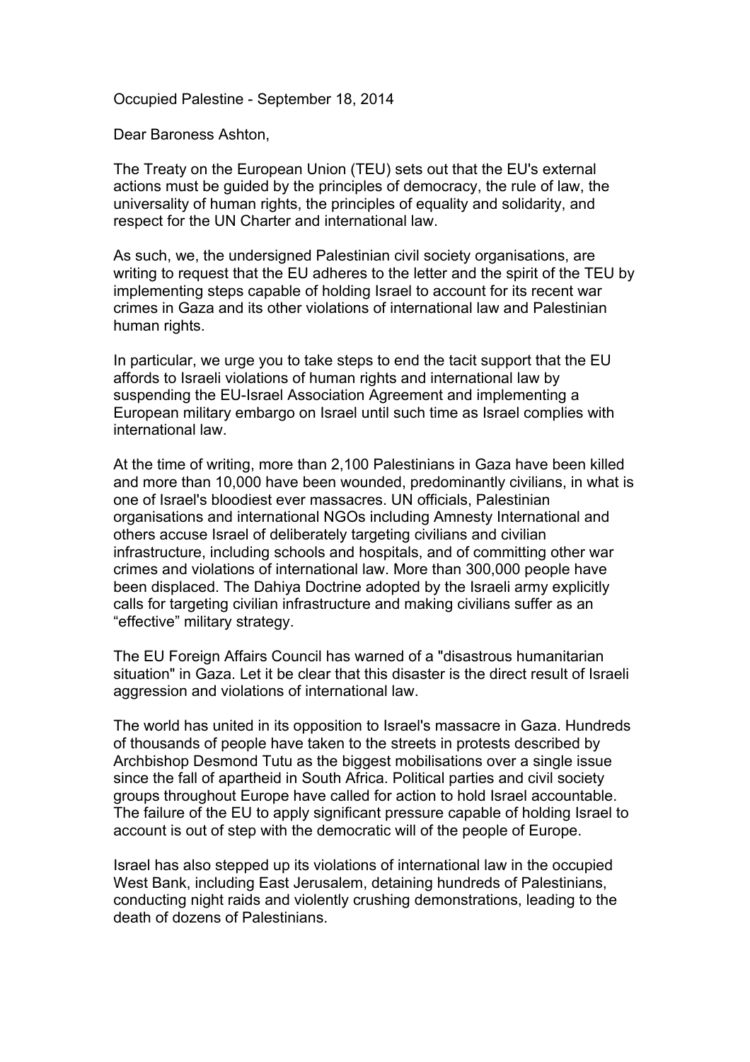Occupied Palestine - September 18, 2014

Dear Baroness Ashton,

The Treaty on the European Union (TEU) sets out that the EU's external actions must be guided by the principles of democracy, the rule of law, the universality of human rights, the principles of equality and solidarity, and respect for the UN Charter and international law.

As such, we, the undersigned Palestinian civil society organisations, are writing to request that the EU adheres to the letter and the spirit of the TEU by implementing steps capable of holding Israel to account for its recent war crimes in Gaza and its other violations of international law and Palestinian human rights.

In particular, we urge you to take steps to end the tacit support that the EU affords to Israeli violations of human rights and international law by suspending the EU-Israel Association Agreement and implementing a European military embargo on Israel until such time as Israel complies with international law.

At the time of writing, more than 2,100 Palestinians in Gaza have been killed and more than 10,000 have been wounded, predominantly civilians, in what is one of Israel's bloodiest ever massacres. UN officials, Palestinian organisations and international NGOs including Amnesty International and others accuse Israel of deliberately targeting civilians and civilian infrastructure, including schools and hospitals, and of committing other war crimes and violations of international law. More than 300,000 people have been displaced. The Dahiya Doctrine adopted by the Israeli army explicitly calls for targeting civilian infrastructure and making civilians suffer as an "effective" military strategy.

The EU Foreign Affairs Council has warned of a "disastrous humanitarian situation" in Gaza. Let it be clear that this disaster is the direct result of Israeli aggression and violations of international law.

The world has united in its opposition to Israel's massacre in Gaza. Hundreds of thousands of people have taken to the streets in protests described by Archbishop Desmond Tutu as the biggest mobilisations over a single issue since the fall of apartheid in South Africa. Political parties and civil society groups throughout Europe have called for action to hold Israel accountable. The failure of the EU to apply significant pressure capable of holding Israel to account is out of step with the democratic will of the people of Europe.

Israel has also stepped up its violations of international law in the occupied West Bank, including East Jerusalem, detaining hundreds of Palestinians, conducting night raids and violently crushing demonstrations, leading to the death of dozens of Palestinians.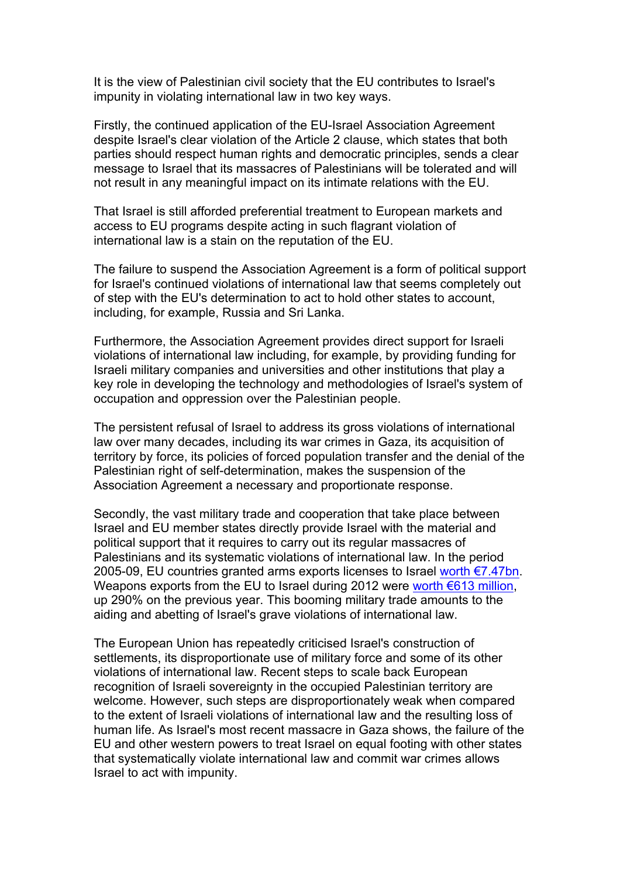It is the view of Palestinian civil society that the EU contributes to Israel's impunity in violating international law in two key ways.

Firstly, the continued application of the EU-Israel Association Agreement despite Israel's clear violation of the Article 2 clause, which states that both parties should respect human rights and democratic principles, sends a clear message to Israel that its massacres of Palestinians will be tolerated and will not result in any meaningful impact on its intimate relations with the EU.

That Israel is still afforded preferential treatment to European markets and access to EU programs despite acting in such flagrant violation of international law is a stain on the reputation of the EU.

The failure to suspend the Association Agreement is a form of political support for Israel's continued violations of international law that seems completely out of step with the EU's determination to act to hold other states to account, including, for example, Russia and Sri Lanka.

Furthermore, the Association Agreement provides direct support for Israeli violations of international law including, for example, by providing funding for Israeli military companies and universities and other institutions that play a key role in developing the technology and methodologies of Israel's system of occupation and oppression over the Palestinian people.

The persistent refusal of Israel to address its gross violations of international law over many decades, including its war crimes in Gaza, its acquisition of territory by force, its policies of forced population transfer and the denial of the Palestinian right of self-determination, makes the suspension of the Association Agreement a necessary and proportionate response.

Secondly, the vast military trade and cooperation that take place between Israel and EU member states directly provide Israel with the material and political support that it requires to carry out its regular massacres of Palestinians and its systematic violations of international law. In the period 2005-09, EU countries granted arms exports licenses to Israel worth €7.47bn. Weapons exports from the EU to Israel during 2012 were worth €613 million, up 290% on the previous year. This booming military trade amounts to the aiding and abetting of Israel's grave violations of international law.

The European Union has repeatedly criticised Israel's construction of settlements, its disproportionate use of military force and some of its other violations of international law. Recent steps to scale back European recognition of Israeli sovereignty in the occupied Palestinian territory are welcome. However, such steps are disproportionately weak when compared to the extent of Israeli violations of international law and the resulting loss of human life. As Israel's most recent massacre in Gaza shows, the failure of the EU and other western powers to treat Israel on equal footing with other states that systematically violate international law and commit war crimes allows Israel to act with impunity.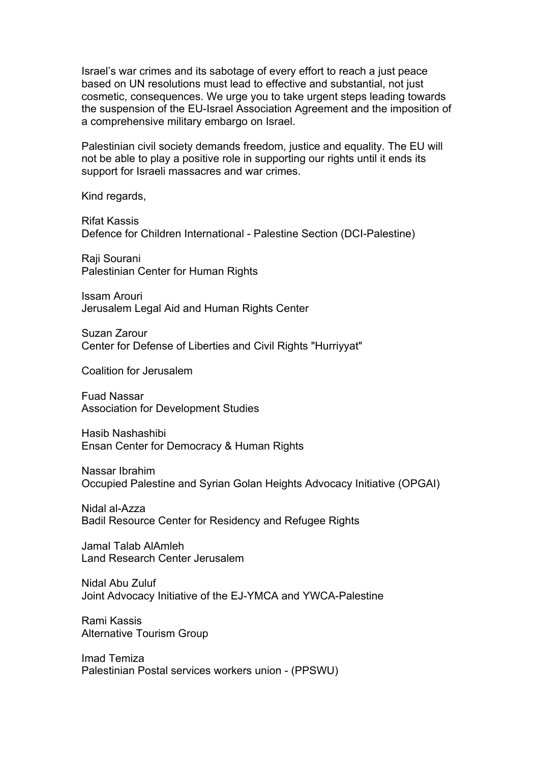Israel's war crimes and its sabotage of every effort to reach a just peace based on UN resolutions must lead to effective and substantial, not just cosmetic, consequences. We urge you to take urgent steps leading towards the suspension of the EU-Israel Association Agreement and the imposition of a comprehensive military embargo on Israel.

Palestinian civil society demands freedom, justice and equality. The EU will not be able to play a positive role in supporting our rights until it ends its support for Israeli massacres and war crimes.

Kind regards,

Rifat Kassis
Defence for Children International - Palestine Section (DCI-Palestine)

Raji Sourani
Palestinian Center for Human Rights

Issam Arouri
Jerusalem Legal Aid and Human Rights Center

Suzan Zarour
Center for Defense of Liberties and Civil Rights "Hurriyyat"

Coalition for Jerusalem

Fuad Nassar
Association for Development Studies

Hasib Nashashibi
Ensan Center for Democracy & Human Rights

Nassar Ibrahim
Occupied Palestine and Syrian Golan Heights Advocacy Initiative (OPGAI)

Nidal al-Azza
Badil Resource Center for Residency and Refugee Rights

Jamal Talab AlAmleh
Land Research Center Jerusalem

Nidal Abu Zuluf
Joint Advocacy Initiative of the EJ-YMCA and YWCA-Palestine

Rami Kassis
Alternative Tourism Group

Imad Temiza
Palestinian Postal services workers union - (PPSWU)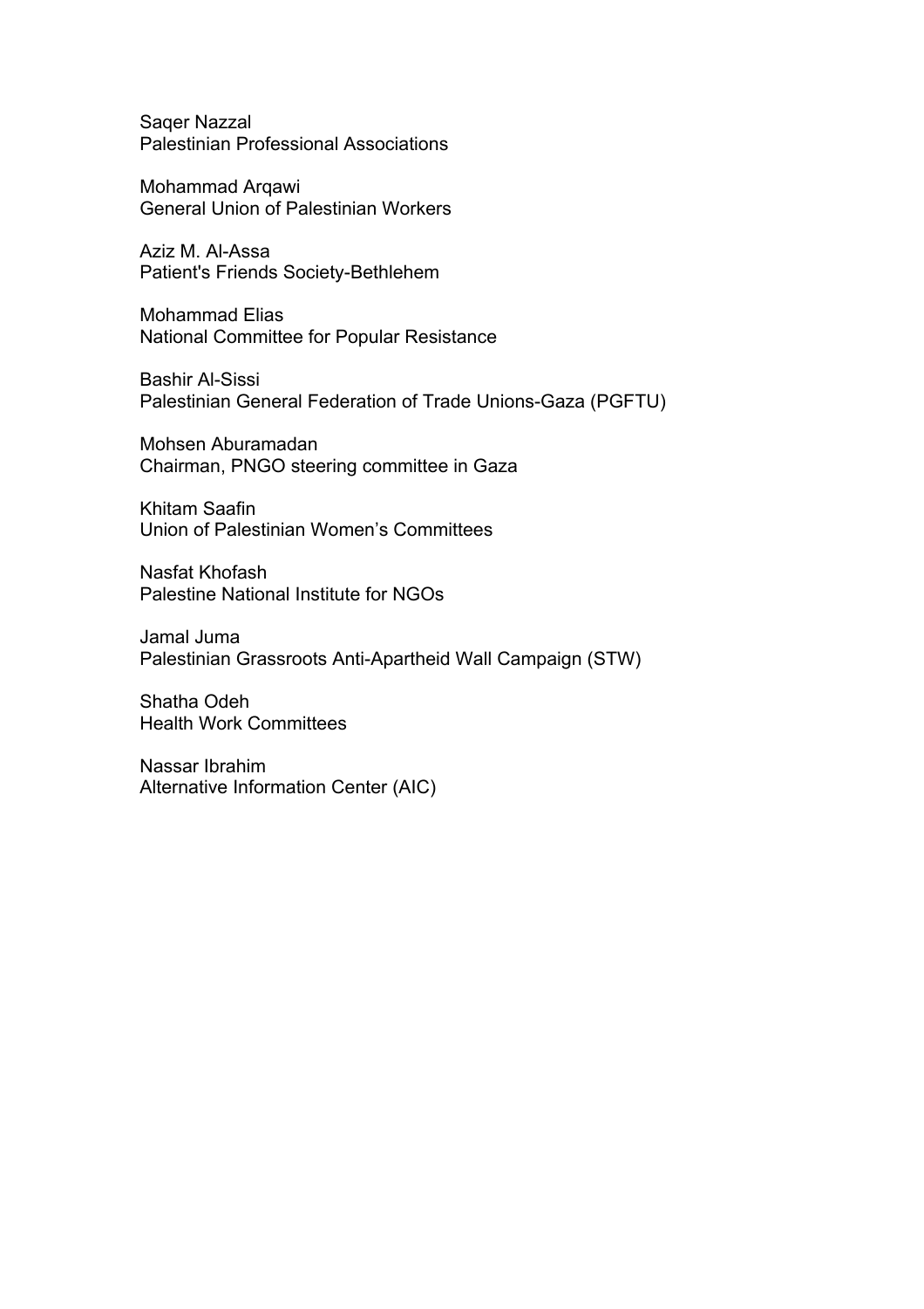Saqer Nazzal
Palestinian Professional Associations

Mohammad Arqawi
General Union of Palestinian Workers

Aziz M. Al-Assa
Patient's Friends Society-Bethlehem

Mohammad Elias
National Committee for Popular Resistance

Bashir Al-Sissi
Palestinian General Federation of Trade Unions-Gaza (PGFTU)

Mohsen Aburamadan
Chairman, PNGO steering committee in Gaza

Khitam Saafin
Union of Palestinian Women's Committees

Nasfat Khofash
Palestine National Institute for NGOs

Jamal Juma
Palestinian Grassroots Anti-Apartheid Wall Campaign (STW)

Shatha Odeh
Health Work Committees

Nassar Ibrahim
Alternative Information Center (AIC)